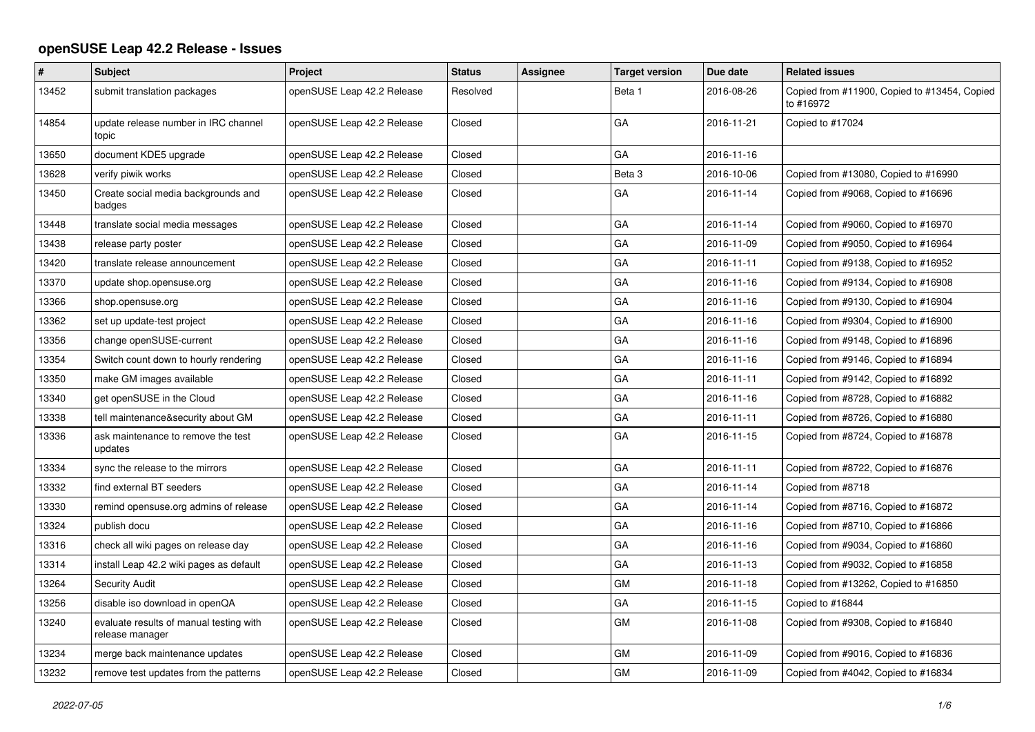# openSUSE Leap 42.2 Release - Issues

| # | Subject | Project | Status | Assignee | Target version | Due date | Related issues |
|---|---|---|---|---|---|---|---|
| 13452 | submit translation packages | openSUSE Leap 42.2 Release | Resolved | | Beta 1 | 2016-08-26 | Copied from #11900, Copied to #13454, Copied to #16972 |
| 14854 | update release number in IRC channel topic | openSUSE Leap 42.2 Release | Closed | | GA | 2016-11-21 | Copied to #17024 |
| 13650 | document KDE5 upgrade | openSUSE Leap 42.2 Release | Closed | | GA | 2016-11-16 | |
| 13628 | verify piwik works | openSUSE Leap 42.2 Release | Closed | | Beta 3 | 2016-10-06 | Copied from #13080, Copied to #16990 |
| 13450 | Create social media backgrounds and badges | openSUSE Leap 42.2 Release | Closed | | GA | 2016-11-14 | Copied from #9068, Copied to #16696 |
| 13448 | translate social media messages | openSUSE Leap 42.2 Release | Closed | | GA | 2016-11-14 | Copied from #9060, Copied to #16970 |
| 13438 | release party poster | openSUSE Leap 42.2 Release | Closed | | GA | 2016-11-09 | Copied from #9050, Copied to #16964 |
| 13420 | translate release announcement | openSUSE Leap 42.2 Release | Closed | | GA | 2016-11-11 | Copied from #9138, Copied to #16952 |
| 13370 | update shop.opensuse.org | openSUSE Leap 42.2 Release | Closed | | GA | 2016-11-16 | Copied from #9134, Copied to #16908 |
| 13366 | shop.opensuse.org | openSUSE Leap 42.2 Release | Closed | | GA | 2016-11-16 | Copied from #9130, Copied to #16904 |
| 13362 | set up update-test project | openSUSE Leap 42.2 Release | Closed | | GA | 2016-11-16 | Copied from #9304, Copied to #16900 |
| 13356 | change openSUSE-current | openSUSE Leap 42.2 Release | Closed | | GA | 2016-11-16 | Copied from #9148, Copied to #16896 |
| 13354 | Switch count down to hourly rendering | openSUSE Leap 42.2 Release | Closed | | GA | 2016-11-16 | Copied from #9146, Copied to #16894 |
| 13350 | make GM images available | openSUSE Leap 42.2 Release | Closed | | GA | 2016-11-11 | Copied from #9142, Copied to #16892 |
| 13340 | get openSUSE in the Cloud | openSUSE Leap 42.2 Release | Closed | | GA | 2016-11-16 | Copied from #8728, Copied to #16882 |
| 13338 | tell maintenance&security about GM | openSUSE Leap 42.2 Release | Closed | | GA | 2016-11-11 | Copied from #8726, Copied to #16880 |
| 13336 | ask maintenance to remove the test updates | openSUSE Leap 42.2 Release | Closed | | GA | 2016-11-15 | Copied from #8724, Copied to #16878 |
| 13334 | sync the release to the mirrors | openSUSE Leap 42.2 Release | Closed | | GA | 2016-11-11 | Copied from #8722, Copied to #16876 |
| 13332 | find external BT seeders | openSUSE Leap 42.2 Release | Closed | | GA | 2016-11-14 | Copied from #8718 |
| 13330 | remind opensuse.org admins of release | openSUSE Leap 42.2 Release | Closed | | GA | 2016-11-14 | Copied from #8716, Copied to #16872 |
| 13324 | publish docu | openSUSE Leap 42.2 Release | Closed | | GA | 2016-11-16 | Copied from #8710, Copied to #16866 |
| 13316 | check all wiki pages on release day | openSUSE Leap 42.2 Release | Closed | | GA | 2016-11-16 | Copied from #9034, Copied to #16860 |
| 13314 | install Leap 42.2 wiki pages as default | openSUSE Leap 42.2 Release | Closed | | GA | 2016-11-13 | Copied from #9032, Copied to #16858 |
| 13264 | Security Audit | openSUSE Leap 42.2 Release | Closed | | GM | 2016-11-18 | Copied from #13262, Copied to #16850 |
| 13256 | disable iso download in openQA | openSUSE Leap 42.2 Release | Closed | | GA | 2016-11-15 | Copied to #16844 |
| 13240 | evaluate results of manual testing with release manager | openSUSE Leap 42.2 Release | Closed | | GM | 2016-11-08 | Copied from #9308, Copied to #16840 |
| 13234 | merge back maintenance updates | openSUSE Leap 42.2 Release | Closed | | GM | 2016-11-09 | Copied from #9016, Copied to #16836 |
| 13232 | remove test updates from the patterns | openSUSE Leap 42.2 Release | Closed | | GM | 2016-11-09 | Copied from #4042, Copied to #16834 |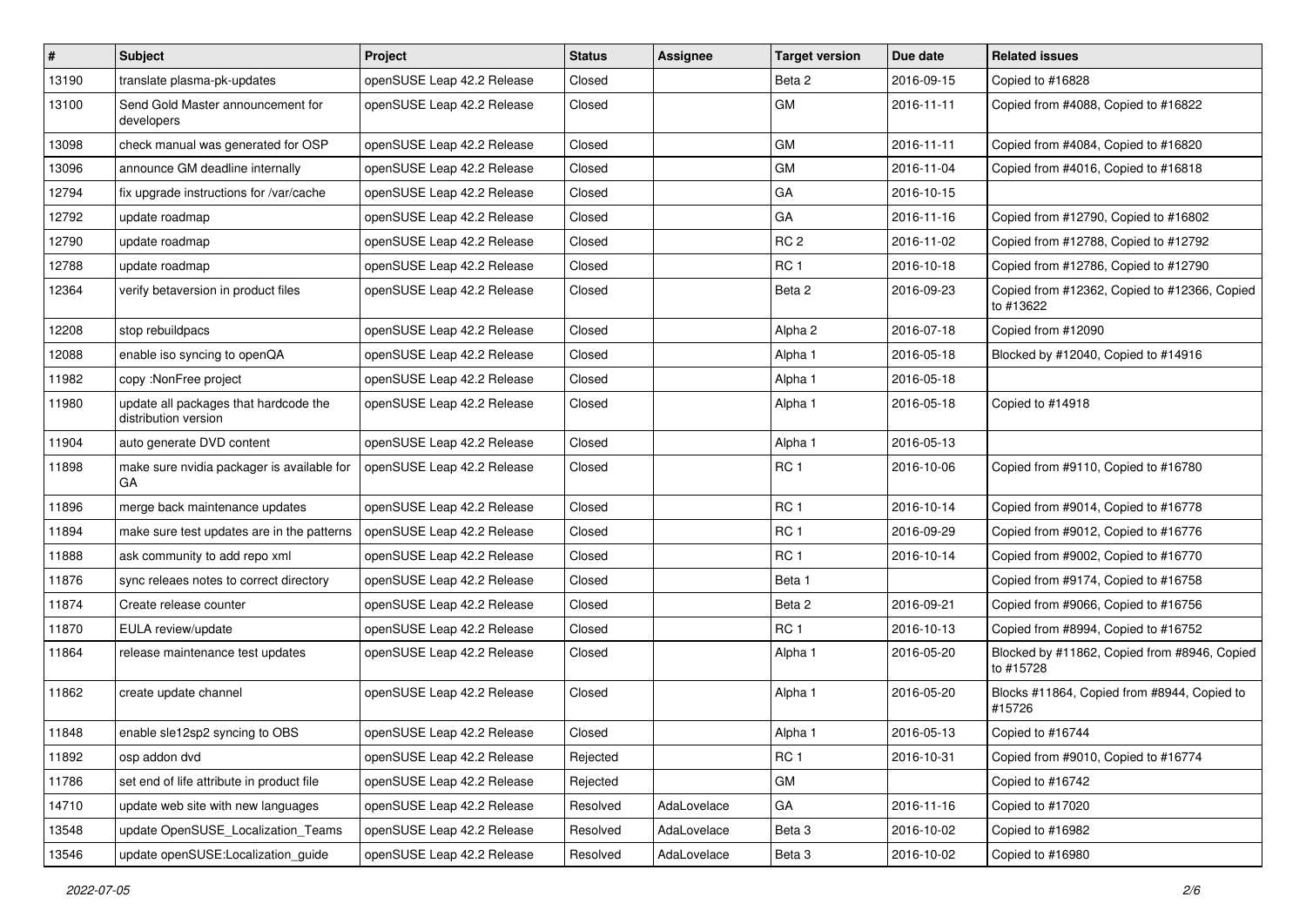| # | Subject | Project | Status | Assignee | Target version | Due date | Related issues |
|---|---|---|---|---|---|---|---|
| 13190 | translate plasma-pk-updates | openSUSE Leap 42.2 Release | Closed | | Beta 2 | 2016-09-15 | Copied to #16828 |
| 13100 | Send Gold Master announcement for developers | openSUSE Leap 42.2 Release | Closed | | GM | 2016-11-11 | Copied from #4088, Copied to #16822 |
| 13098 | check manual was generated for OSP | openSUSE Leap 42.2 Release | Closed | | GM | 2016-11-11 | Copied from #4084, Copied to #16820 |
| 13096 | announce GM deadline internally | openSUSE Leap 42.2 Release | Closed | | GM | 2016-11-04 | Copied from #4016, Copied to #16818 |
| 12794 | fix upgrade instructions for /var/cache | openSUSE Leap 42.2 Release | Closed | | GA | 2016-10-15 | |
| 12792 | update roadmap | openSUSE Leap 42.2 Release | Closed | | GA | 2016-11-16 | Copied from #12790, Copied to #16802 |
| 12790 | update roadmap | openSUSE Leap 42.2 Release | Closed | | RC 2 | 2016-11-02 | Copied from #12788, Copied to #12792 |
| 12788 | update roadmap | openSUSE Leap 42.2 Release | Closed | | RC 1 | 2016-10-18 | Copied from #12786, Copied to #12790 |
| 12364 | verify betaversion in product files | openSUSE Leap 42.2 Release | Closed | | Beta 2 | 2016-09-23 | Copied from #12362, Copied to #12366, Copied to #13622 |
| 12208 | stop rebuildpacs | openSUSE Leap 42.2 Release | Closed | | Alpha 2 | 2016-07-18 | Copied from #12090 |
| 12088 | enable iso syncing to openQA | openSUSE Leap 42.2 Release | Closed | | Alpha 1 | 2016-05-18 | Blocked by #12040, Copied to #14916 |
| 11982 | copy :NonFree project | openSUSE Leap 42.2 Release | Closed | | Alpha 1 | 2016-05-18 | |
| 11980 | update all packages that hardcode the distribution version | openSUSE Leap 42.2 Release | Closed | | Alpha 1 | 2016-05-18 | Copied to #14918 |
| 11904 | auto generate DVD content | openSUSE Leap 42.2 Release | Closed | | Alpha 1 | 2016-05-13 | |
| 11898 | make sure nvidia packager is available for GA | openSUSE Leap 42.2 Release | Closed | | RC 1 | 2016-10-06 | Copied from #9110, Copied to #16780 |
| 11896 | merge back maintenance updates | openSUSE Leap 42.2 Release | Closed | | RC 1 | 2016-10-14 | Copied from #9014, Copied to #16778 |
| 11894 | make sure test updates are in the patterns | openSUSE Leap 42.2 Release | Closed | | RC 1 | 2016-09-29 | Copied from #9012, Copied to #16776 |
| 11888 | ask community to add repo xml | openSUSE Leap 42.2 Release | Closed | | RC 1 | 2016-10-14 | Copied from #9002, Copied to #16770 |
| 11876 | sync releaes notes to correct directory | openSUSE Leap 42.2 Release | Closed | | Beta 1 | | Copied from #9174, Copied to #16758 |
| 11874 | Create release counter | openSUSE Leap 42.2 Release | Closed | | Beta 2 | 2016-09-21 | Copied from #9066, Copied to #16756 |
| 11870 | EULA review/update | openSUSE Leap 42.2 Release | Closed | | RC 1 | 2016-10-13 | Copied from #8994, Copied to #16752 |
| 11864 | release maintenance test updates | openSUSE Leap 42.2 Release | Closed | | Alpha 1 | 2016-05-20 | Blocked by #11862, Copied from #8946, Copied to #15728 |
| 11862 | create update channel | openSUSE Leap 42.2 Release | Closed | | Alpha 1 | 2016-05-20 | Blocks #11864, Copied from #8944, Copied to #15726 |
| 11848 | enable sle12sp2 syncing to OBS | openSUSE Leap 42.2 Release | Closed | | Alpha 1 | 2016-05-13 | Copied to #16744 |
| 11892 | osp addon dvd | openSUSE Leap 42.2 Release | Rejected | | RC 1 | 2016-10-31 | Copied from #9010, Copied to #16774 |
| 11786 | set end of life attribute in product file | openSUSE Leap 42.2 Release | Rejected | | GM | | Copied to #16742 |
| 14710 | update web site with new languages | openSUSE Leap 42.2 Release | Resolved | AdaLovelace | GA | 2016-11-16 | Copied to #17020 |
| 13548 | update OpenSUSE_Localization_Teams | openSUSE Leap 42.2 Release | Resolved | AdaLovelace | Beta 3 | 2016-10-02 | Copied to #16982 |
| 13546 | update openSUSE:Localization_guide | openSUSE Leap 42.2 Release | Resolved | AdaLovelace | Beta 3 | 2016-10-02 | Copied to #16980 |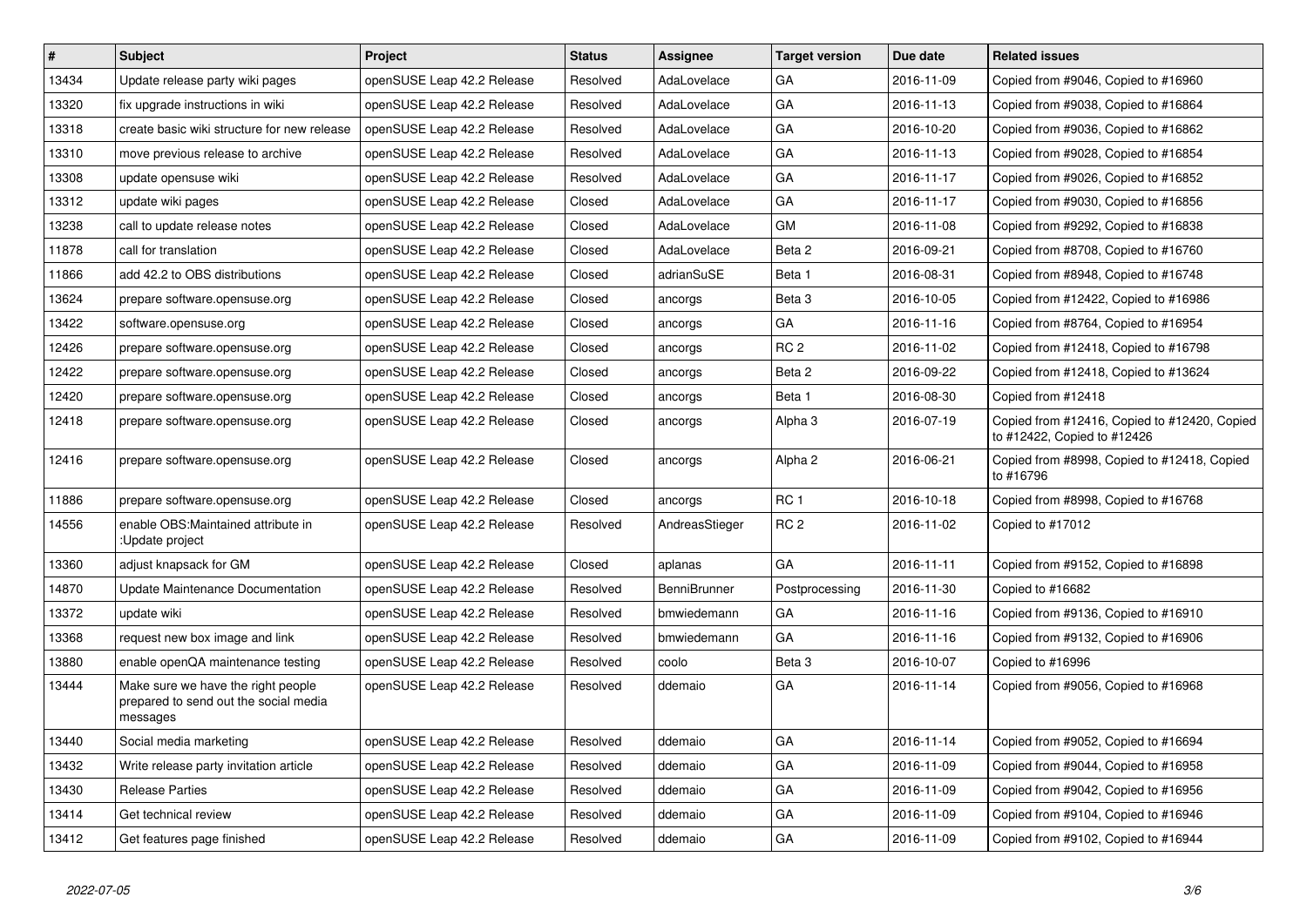| # | Subject | Project | Status | Assignee | Target version | Due date | Related issues |
| --- | --- | --- | --- | --- | --- | --- | --- |
| 13434 | Update release party wiki pages | openSUSE Leap 42.2 Release | Resolved | AdaLovelace | GA | 2016-11-09 | Copied from #9046, Copied to #16960 |
| 13320 | fix upgrade instructions in wiki | openSUSE Leap 42.2 Release | Resolved | AdaLovelace | GA | 2016-11-13 | Copied from #9038, Copied to #16864 |
| 13318 | create basic wiki structure for new release | openSUSE Leap 42.2 Release | Resolved | AdaLovelace | GA | 2016-10-20 | Copied from #9036, Copied to #16862 |
| 13310 | move previous release to archive | openSUSE Leap 42.2 Release | Resolved | AdaLovelace | GA | 2016-11-13 | Copied from #9028, Copied to #16854 |
| 13308 | update opensuse wiki | openSUSE Leap 42.2 Release | Resolved | AdaLovelace | GA | 2016-11-17 | Copied from #9026, Copied to #16852 |
| 13312 | update wiki pages | openSUSE Leap 42.2 Release | Closed | AdaLovelace | GA | 2016-11-17 | Copied from #9030, Copied to #16856 |
| 13238 | call to update release notes | openSUSE Leap 42.2 Release | Closed | AdaLovelace | GM | 2016-11-08 | Copied from #9292, Copied to #16838 |
| 11878 | call for translation | openSUSE Leap 42.2 Release | Closed | AdaLovelace | Beta 2 | 2016-09-21 | Copied from #8708, Copied to #16760 |
| 11866 | add 42.2 to OBS distributions | openSUSE Leap 42.2 Release | Closed | adrianSuSE | Beta 1 | 2016-08-31 | Copied from #8948, Copied to #16748 |
| 13624 | prepare software.opensuse.org | openSUSE Leap 42.2 Release | Closed | ancorgs | Beta 3 | 2016-10-05 | Copied from #12422, Copied to #16986 |
| 13422 | software.opensuse.org | openSUSE Leap 42.2 Release | Closed | ancorgs | GA | 2016-11-16 | Copied from #8764, Copied to #16954 |
| 12426 | prepare software.opensuse.org | openSUSE Leap 42.2 Release | Closed | ancorgs | RC 2 | 2016-11-02 | Copied from #12418, Copied to #16798 |
| 12422 | prepare software.opensuse.org | openSUSE Leap 42.2 Release | Closed | ancorgs | Beta 2 | 2016-09-22 | Copied from #12418, Copied to #13624 |
| 12420 | prepare software.opensuse.org | openSUSE Leap 42.2 Release | Closed | ancorgs | Beta 1 | 2016-08-30 | Copied from #12418 |
| 12418 | prepare software.opensuse.org | openSUSE Leap 42.2 Release | Closed | ancorgs | Alpha 3 | 2016-07-19 | Copied from #12416, Copied to #12420, Copied to #12422, Copied to #12426 |
| 12416 | prepare software.opensuse.org | openSUSE Leap 42.2 Release | Closed | ancorgs | Alpha 2 | 2016-06-21 | Copied from #8998, Copied to #12418, Copied to #16796 |
| 11886 | prepare software.opensuse.org | openSUSE Leap 42.2 Release | Closed | ancorgs | RC 1 | 2016-10-18 | Copied from #8998, Copied to #16768 |
| 14556 | enable OBS:Maintained attribute in :Update project | openSUSE Leap 42.2 Release | Resolved | AndreasStieger | RC 2 | 2016-11-02 | Copied to #17012 |
| 13360 | adjust knapsack for GM | openSUSE Leap 42.2 Release | Closed | aplanas | GA | 2016-11-11 | Copied from #9152, Copied to #16898 |
| 14870 | Update Maintenance Documentation | openSUSE Leap 42.2 Release | Resolved | BenniBrunner | Postprocessing | 2016-11-30 | Copied to #16682 |
| 13372 | update wiki | openSUSE Leap 42.2 Release | Resolved | bmwiedemann | GA | 2016-11-16 | Copied from #9136, Copied to #16910 |
| 13368 | request new box image and link | openSUSE Leap 42.2 Release | Resolved | bmwiedemann | GA | 2016-11-16 | Copied from #9132, Copied to #16906 |
| 13880 | enable openQA maintenance testing | openSUSE Leap 42.2 Release | Resolved | coolo | Beta 3 | 2016-10-07 | Copied to #16996 |
| 13444 | Make sure we have the right people prepared to send out the social media messages | openSUSE Leap 42.2 Release | Resolved | ddemaio | GA | 2016-11-14 | Copied from #9056, Copied to #16968 |
| 13440 | Social media marketing | openSUSE Leap 42.2 Release | Resolved | ddemaio | GA | 2016-11-14 | Copied from #9052, Copied to #16694 |
| 13432 | Write release party invitation article | openSUSE Leap 42.2 Release | Resolved | ddemaio | GA | 2016-11-09 | Copied from #9044, Copied to #16958 |
| 13430 | Release Parties | openSUSE Leap 42.2 Release | Resolved | ddemaio | GA | 2016-11-09 | Copied from #9042, Copied to #16956 |
| 13414 | Get technical review | openSUSE Leap 42.2 Release | Resolved | ddemaio | GA | 2016-11-09 | Copied from #9104, Copied to #16946 |
| 13412 | Get features page finished | openSUSE Leap 42.2 Release | Resolved | ddemaio | GA | 2016-11-09 | Copied from #9102, Copied to #16944 |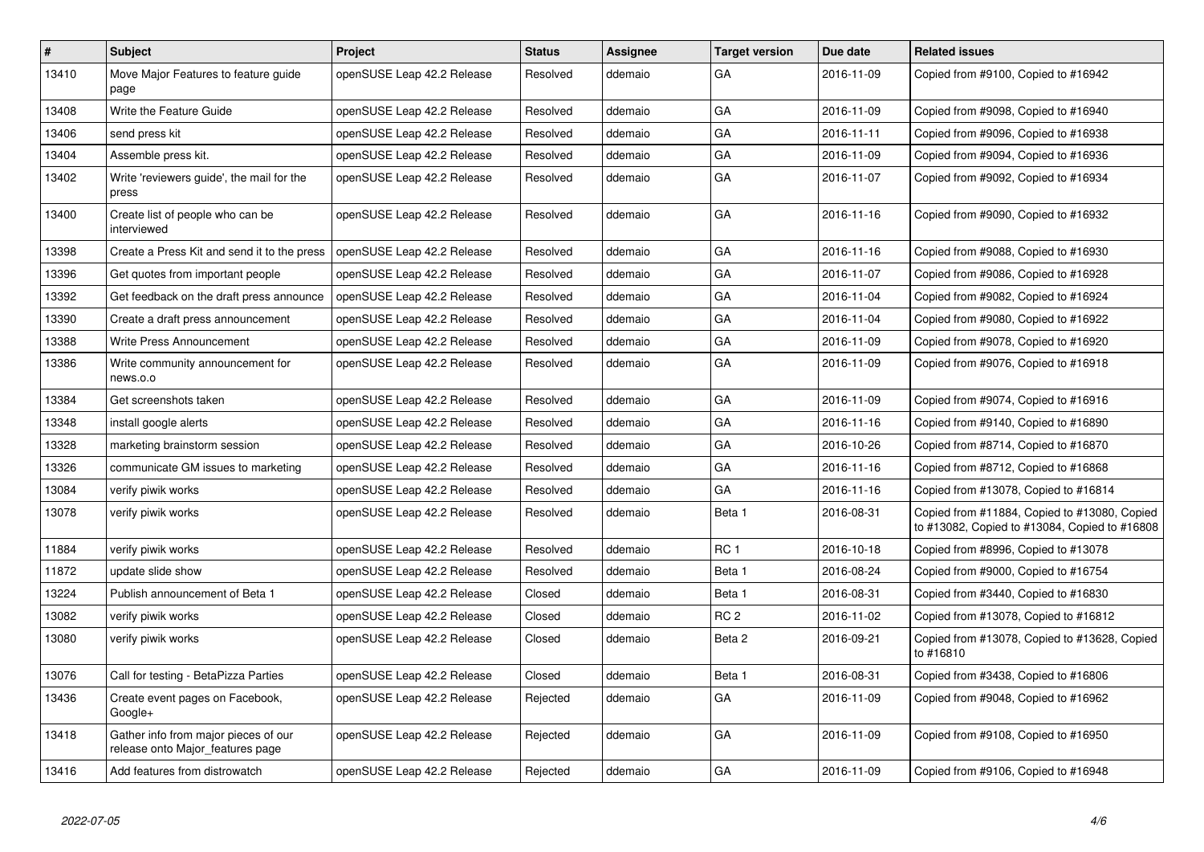| # | Subject | Project | Status | Assignee | Target version | Due date | Related issues |
|---|---|---|---|---|---|---|---|
| 13410 | Move Major Features to feature guide page | openSUSE Leap 42.2 Release | Resolved | ddemaio | GA | 2016-11-09 | Copied from #9100, Copied to #16942 |
| 13408 | Write the Feature Guide | openSUSE Leap 42.2 Release | Resolved | ddemaio | GA | 2016-11-09 | Copied from #9098, Copied to #16940 |
| 13406 | send press kit | openSUSE Leap 42.2 Release | Resolved | ddemaio | GA | 2016-11-11 | Copied from #9096, Copied to #16938 |
| 13404 | Assemble press kit. | openSUSE Leap 42.2 Release | Resolved | ddemaio | GA | 2016-11-09 | Copied from #9094, Copied to #16936 |
| 13402 | Write 'reviewers guide', the mail for the press | openSUSE Leap 42.2 Release | Resolved | ddemaio | GA | 2016-11-07 | Copied from #9092, Copied to #16934 |
| 13400 | Create list of people who can be interviewed | openSUSE Leap 42.2 Release | Resolved | ddemaio | GA | 2016-11-16 | Copied from #9090, Copied to #16932 |
| 13398 | Create a Press Kit and send it to the press | openSUSE Leap 42.2 Release | Resolved | ddemaio | GA | 2016-11-16 | Copied from #9088, Copied to #16930 |
| 13396 | Get quotes from important people | openSUSE Leap 42.2 Release | Resolved | ddemaio | GA | 2016-11-07 | Copied from #9086, Copied to #16928 |
| 13392 | Get feedback on the draft press announce | openSUSE Leap 42.2 Release | Resolved | ddemaio | GA | 2016-11-04 | Copied from #9082, Copied to #16924 |
| 13390 | Create a draft press announcement | openSUSE Leap 42.2 Release | Resolved | ddemaio | GA | 2016-11-04 | Copied from #9080, Copied to #16922 |
| 13388 | Write Press Announcement | openSUSE Leap 42.2 Release | Resolved | ddemaio | GA | 2016-11-09 | Copied from #9078, Copied to #16920 |
| 13386 | Write community announcement for news.o.o | openSUSE Leap 42.2 Release | Resolved | ddemaio | GA | 2016-11-09 | Copied from #9076, Copied to #16918 |
| 13384 | Get screenshots taken | openSUSE Leap 42.2 Release | Resolved | ddemaio | GA | 2016-11-09 | Copied from #9074, Copied to #16916 |
| 13348 | install google alerts | openSUSE Leap 42.2 Release | Resolved | ddemaio | GA | 2016-11-16 | Copied from #9140, Copied to #16890 |
| 13328 | marketing brainstorm session | openSUSE Leap 42.2 Release | Resolved | ddemaio | GA | 2016-10-26 | Copied from #8714, Copied to #16870 |
| 13326 | communicate GM issues to marketing | openSUSE Leap 42.2 Release | Resolved | ddemaio | GA | 2016-11-16 | Copied from #8712, Copied to #16868 |
| 13084 | verify piwik works | openSUSE Leap 42.2 Release | Resolved | ddemaio | GA | 2016-11-16 | Copied from #13078, Copied to #16814 |
| 13078 | verify piwik works | openSUSE Leap 42.2 Release | Resolved | ddemaio | Beta 1 | 2016-08-31 | Copied from #11884, Copied to #13080, Copied to #13082, Copied to #13084, Copied to #16808 |
| 11884 | verify piwik works | openSUSE Leap 42.2 Release | Resolved | ddemaio | RC 1 | 2016-10-18 | Copied from #8996, Copied to #13078 |
| 11872 | update slide show | openSUSE Leap 42.2 Release | Resolved | ddemaio | Beta 1 | 2016-08-24 | Copied from #9000, Copied to #16754 |
| 13224 | Publish announcement of Beta 1 | openSUSE Leap 42.2 Release | Closed | ddemaio | Beta 1 | 2016-08-31 | Copied from #3440, Copied to #16830 |
| 13082 | verify piwik works | openSUSE Leap 42.2 Release | Closed | ddemaio | RC 2 | 2016-11-02 | Copied from #13078, Copied to #16812 |
| 13080 | verify piwik works | openSUSE Leap 42.2 Release | Closed | ddemaio | Beta 2 | 2016-09-21 | Copied from #13078, Copied to #13628, Copied to #16810 |
| 13076 | Call for testing - BetaPizza Parties | openSUSE Leap 42.2 Release | Closed | ddemaio | Beta 1 | 2016-08-31 | Copied from #3438, Copied to #16806 |
| 13436 | Create event pages on Facebook, Google+ | openSUSE Leap 42.2 Release | Rejected | ddemaio | GA | 2016-11-09 | Copied from #9048, Copied to #16962 |
| 13418 | Gather info from major pieces of our release onto Major_features page | openSUSE Leap 42.2 Release | Rejected | ddemaio | GA | 2016-11-09 | Copied from #9108, Copied to #16950 |
| 13416 | Add features from distrowatch | openSUSE Leap 42.2 Release | Rejected | ddemaio | GA | 2016-11-09 | Copied from #9106, Copied to #16948 |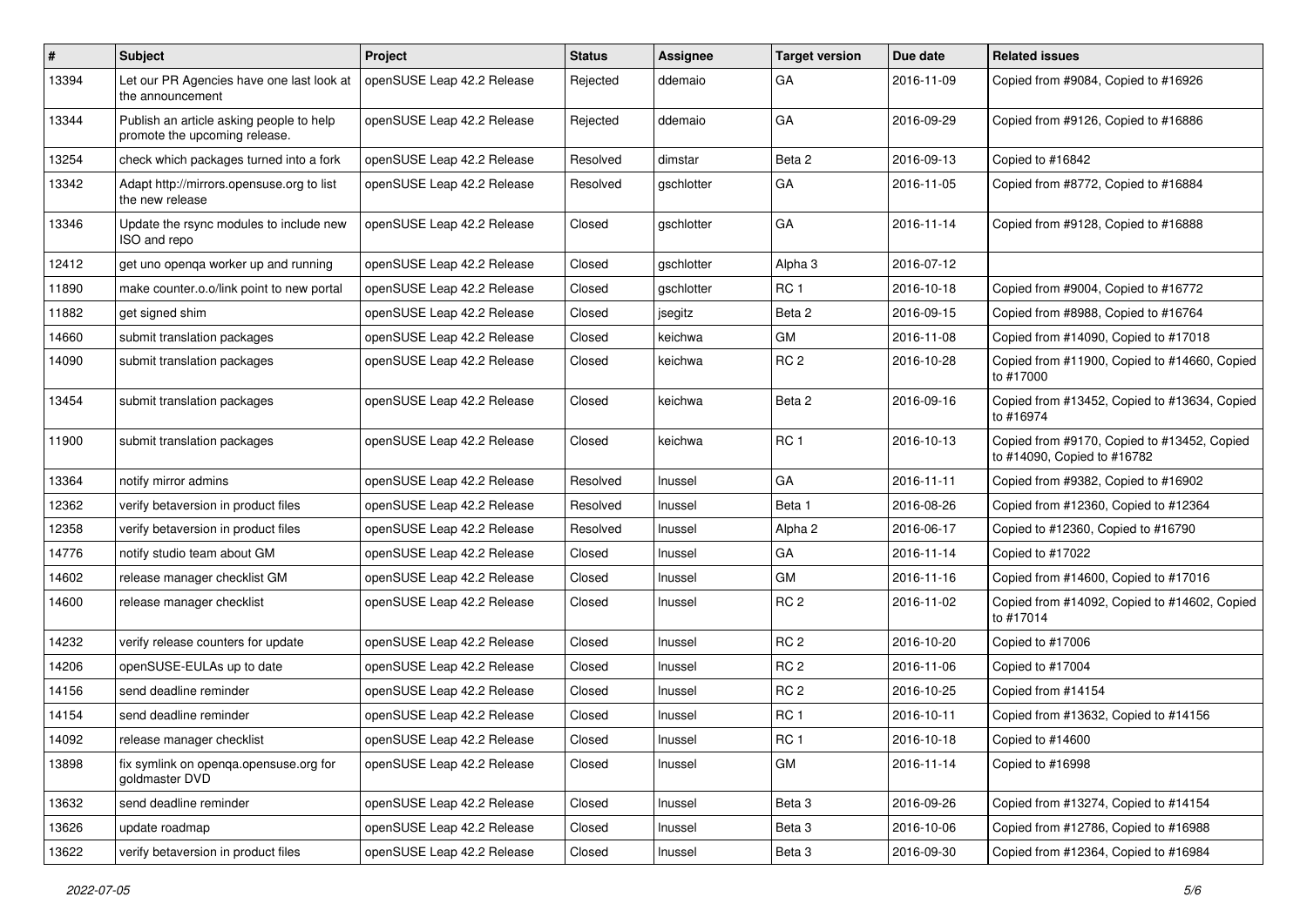| # | Subject | Project | Status | Assignee | Target version | Due date | Related issues |
|---|---|---|---|---|---|---|---|
| 13394 | Let our PR Agencies have one last look at the announcement | openSUSE Leap 42.2 Release | Rejected | ddemaio | GA | 2016-11-09 | Copied from #9084, Copied to #16926 |
| 13344 | Publish an article asking people to help promote the upcoming release. | openSUSE Leap 42.2 Release | Rejected | ddemaio | GA | 2016-09-29 | Copied from #9126, Copied to #16886 |
| 13254 | check which packages turned into a fork | openSUSE Leap 42.2 Release | Resolved | dimstar | Beta 2 | 2016-09-13 | Copied to #16842 |
| 13342 | Adapt http://mirrors.opensuse.org to list the new release | openSUSE Leap 42.2 Release | Resolved | gschlotter | GA | 2016-11-05 | Copied from #8772, Copied to #16884 |
| 13346 | Update the rsync modules to include new ISO and repo | openSUSE Leap 42.2 Release | Closed | gschlotter | GA | 2016-11-14 | Copied from #9128, Copied to #16888 |
| 12412 | get uno openqa worker up and running | openSUSE Leap 42.2 Release | Closed | gschlotter | Alpha 3 | 2016-07-12 | |
| 11890 | make counter.o.o/link point to new portal | openSUSE Leap 42.2 Release | Closed | gschlotter | RC 1 | 2016-10-18 | Copied from #9004, Copied to #16772 |
| 11882 | get signed shim | openSUSE Leap 42.2 Release | Closed | jsegitz | Beta 2 | 2016-09-15 | Copied from #8988, Copied to #16764 |
| 14660 | submit translation packages | openSUSE Leap 42.2 Release | Closed | keichwa | GM | 2016-11-08 | Copied from #14090, Copied to #17018 |
| 14090 | submit translation packages | openSUSE Leap 42.2 Release | Closed | keichwa | RC 2 | 2016-10-28 | Copied from #11900, Copied to #14660, Copied to #17000 |
| 13454 | submit translation packages | openSUSE Leap 42.2 Release | Closed | keichwa | Beta 2 | 2016-09-16 | Copied from #13452, Copied to #13634, Copied to #16974 |
| 11900 | submit translation packages | openSUSE Leap 42.2 Release | Closed | keichwa | RC 1 | 2016-10-13 | Copied from #9170, Copied to #13452, Copied to #14090, Copied to #16782 |
| 13364 | notify mirror admins | openSUSE Leap 42.2 Release | Resolved | lnussel | GA | 2016-11-11 | Copied from #9382, Copied to #16902 |
| 12362 | verify betaversion in product files | openSUSE Leap 42.2 Release | Resolved | lnussel | Beta 1 | 2016-08-26 | Copied from #12360, Copied to #12364 |
| 12358 | verify betaversion in product files | openSUSE Leap 42.2 Release | Resolved | lnussel | Alpha 2 | 2016-06-17 | Copied to #12360, Copied to #16790 |
| 14776 | notify studio team about GM | openSUSE Leap 42.2 Release | Closed | lnussel | GA | 2016-11-14 | Copied to #17022 |
| 14602 | release manager checklist GM | openSUSE Leap 42.2 Release | Closed | lnussel | GM | 2016-11-16 | Copied from #14600, Copied to #17016 |
| 14600 | release manager checklist | openSUSE Leap 42.2 Release | Closed | lnussel | RC 2 | 2016-11-02 | Copied from #14092, Copied to #14602, Copied to #17014 |
| 14232 | verify release counters for update | openSUSE Leap 42.2 Release | Closed | lnussel | RC 2 | 2016-10-20 | Copied to #17006 |
| 14206 | openSUSE-EULAs up to date | openSUSE Leap 42.2 Release | Closed | lnussel | RC 2 | 2016-11-06 | Copied to #17004 |
| 14156 | send deadline reminder | openSUSE Leap 42.2 Release | Closed | lnussel | RC 2 | 2016-10-25 | Copied from #14154 |
| 14154 | send deadline reminder | openSUSE Leap 42.2 Release | Closed | lnussel | RC 1 | 2016-10-11 | Copied from #13632, Copied to #14156 |
| 14092 | release manager checklist | openSUSE Leap 42.2 Release | Closed | lnussel | RC 1 | 2016-10-18 | Copied to #14600 |
| 13898 | fix symlink on openqa.opensuse.org for goldmaster DVD | openSUSE Leap 42.2 Release | Closed | lnussel | GM | 2016-11-14 | Copied to #16998 |
| 13632 | send deadline reminder | openSUSE Leap 42.2 Release | Closed | lnussel | Beta 3 | 2016-09-26 | Copied from #13274, Copied to #14154 |
| 13626 | update roadmap | openSUSE Leap 42.2 Release | Closed | lnussel | Beta 3 | 2016-10-06 | Copied from #12786, Copied to #16988 |
| 13622 | verify betaversion in product files | openSUSE Leap 42.2 Release | Closed | lnussel | Beta 3 | 2016-09-30 | Copied from #12364, Copied to #16984 |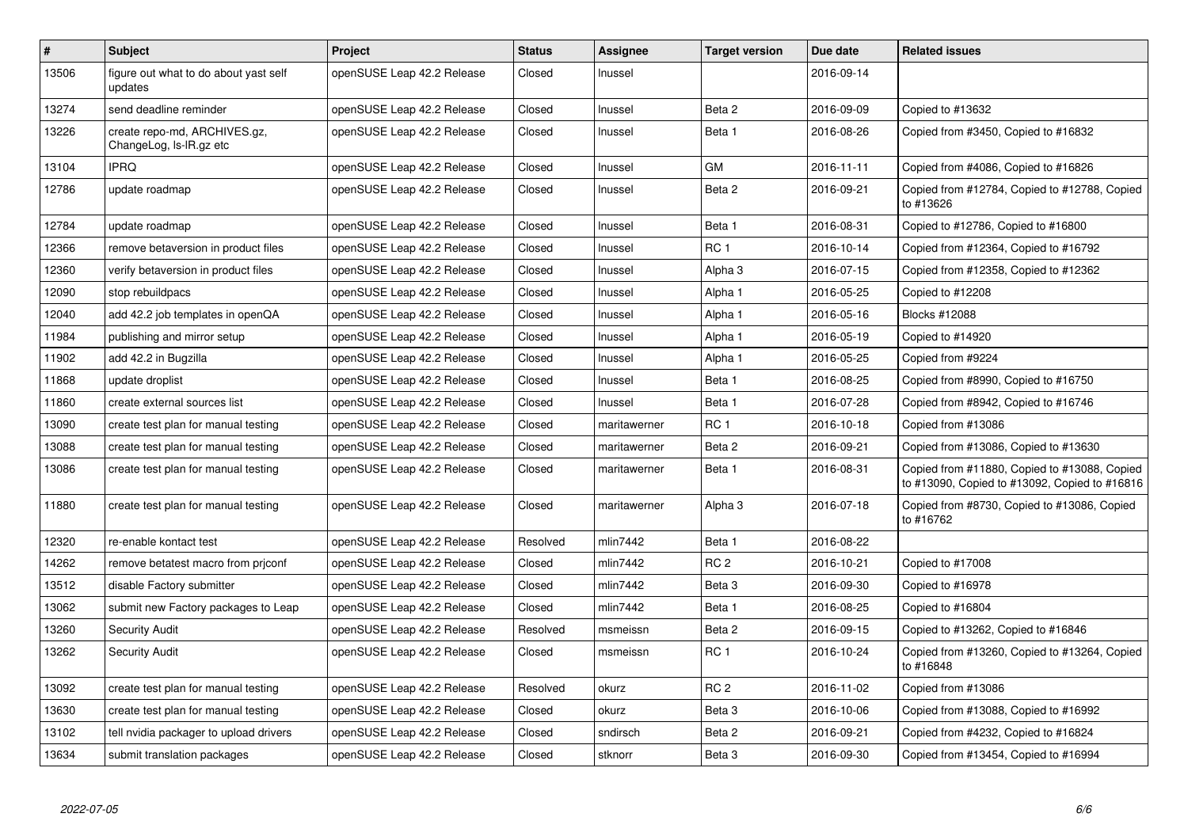| # | Subject | Project | Status | Assignee | Target version | Due date | Related issues |
|---|---|---|---|---|---|---|---|
| 13506 | figure out what to do about yast self updates | openSUSE Leap 42.2 Release | Closed | lnussel | | 2016-09-14 | |
| 13274 | send deadline reminder | openSUSE Leap 42.2 Release | Closed | lnussel | Beta 2 | 2016-09-09 | Copied to #13632 |
| 13226 | create repo-md, ARCHIVES.gz, ChangeLog, ls-lR.gz etc | openSUSE Leap 42.2 Release | Closed | lnussel | Beta 1 | 2016-08-26 | Copied from #3450, Copied to #16832 |
| 13104 | IPRQ | openSUSE Leap 42.2 Release | Closed | lnussel | GM | 2016-11-11 | Copied from #4086, Copied to #16826 |
| 12786 | update roadmap | openSUSE Leap 42.2 Release | Closed | lnussel | Beta 2 | 2016-09-21 | Copied from #12784, Copied to #12788, Copied to #13626 |
| 12784 | update roadmap | openSUSE Leap 42.2 Release | Closed | lnussel | Beta 1 | 2016-08-31 | Copied to #12786, Copied to #16800 |
| 12366 | remove betaversion in product files | openSUSE Leap 42.2 Release | Closed | lnussel | RC 1 | 2016-10-14 | Copied from #12364, Copied to #16792 |
| 12360 | verify betaversion in product files | openSUSE Leap 42.2 Release | Closed | lnussel | Alpha 3 | 2016-07-15 | Copied from #12358, Copied to #12362 |
| 12090 | stop rebuildpacs | openSUSE Leap 42.2 Release | Closed | lnussel | Alpha 1 | 2016-05-25 | Copied to #12208 |
| 12040 | add 42.2 job templates in openQA | openSUSE Leap 42.2 Release | Closed | lnussel | Alpha 1 | 2016-05-16 | Blocks #12088 |
| 11984 | publishing and mirror setup | openSUSE Leap 42.2 Release | Closed | lnussel | Alpha 1 | 2016-05-19 | Copied to #14920 |
| 11902 | add 42.2 in Bugzilla | openSUSE Leap 42.2 Release | Closed | lnussel | Alpha 1 | 2016-05-25 | Copied from #9224 |
| 11868 | update droplist | openSUSE Leap 42.2 Release | Closed | lnussel | Beta 1 | 2016-08-25 | Copied from #8990, Copied to #16750 |
| 11860 | create external sources list | openSUSE Leap 42.2 Release | Closed | lnussel | Beta 1 | 2016-07-28 | Copied from #8942, Copied to #16746 |
| 13090 | create test plan for manual testing | openSUSE Leap 42.2 Release | Closed | maritawerner | RC 1 | 2016-10-18 | Copied from #13086 |
| 13088 | create test plan for manual testing | openSUSE Leap 42.2 Release | Closed | maritawerner | Beta 2 | 2016-09-21 | Copied from #13086, Copied to #13630 |
| 13086 | create test plan for manual testing | openSUSE Leap 42.2 Release | Closed | maritawerner | Beta 1 | 2016-08-31 | Copied from #11880, Copied to #13088, Copied to #13090, Copied to #13092, Copied to #16816 |
| 11880 | create test plan for manual testing | openSUSE Leap 42.2 Release | Closed | maritawerner | Alpha 3 | 2016-07-18 | Copied from #8730, Copied to #13086, Copied to #16762 |
| 12320 | re-enable kontact test | openSUSE Leap 42.2 Release | Resolved | mlin7442 | Beta 1 | 2016-08-22 | |
| 14262 | remove betatest macro from prjconf | openSUSE Leap 42.2 Release | Closed | mlin7442 | RC 2 | 2016-10-21 | Copied to #17008 |
| 13512 | disable Factory submitter | openSUSE Leap 42.2 Release | Closed | mlin7442 | Beta 3 | 2016-09-30 | Copied to #16978 |
| 13062 | submit new Factory packages to Leap | openSUSE Leap 42.2 Release | Closed | mlin7442 | Beta 1 | 2016-08-25 | Copied to #16804 |
| 13260 | Security Audit | openSUSE Leap 42.2 Release | Resolved | msmeissn | Beta 2 | 2016-09-15 | Copied to #13262, Copied to #16846 |
| 13262 | Security Audit | openSUSE Leap 42.2 Release | Closed | msmeissn | RC 1 | 2016-10-24 | Copied from #13260, Copied to #13264, Copied to #16848 |
| 13092 | create test plan for manual testing | openSUSE Leap 42.2 Release | Resolved | okurz | RC 2 | 2016-11-02 | Copied from #13086 |
| 13630 | create test plan for manual testing | openSUSE Leap 42.2 Release | Closed | okurz | Beta 3 | 2016-10-06 | Copied from #13088, Copied to #16992 |
| 13102 | tell nvidia packager to upload drivers | openSUSE Leap 42.2 Release | Closed | sndirsch | Beta 2 | 2016-09-21 | Copied from #4232, Copied to #16824 |
| 13634 | submit translation packages | openSUSE Leap 42.2 Release | Closed | stknorr | Beta 3 | 2016-09-30 | Copied from #13454, Copied to #16994 |